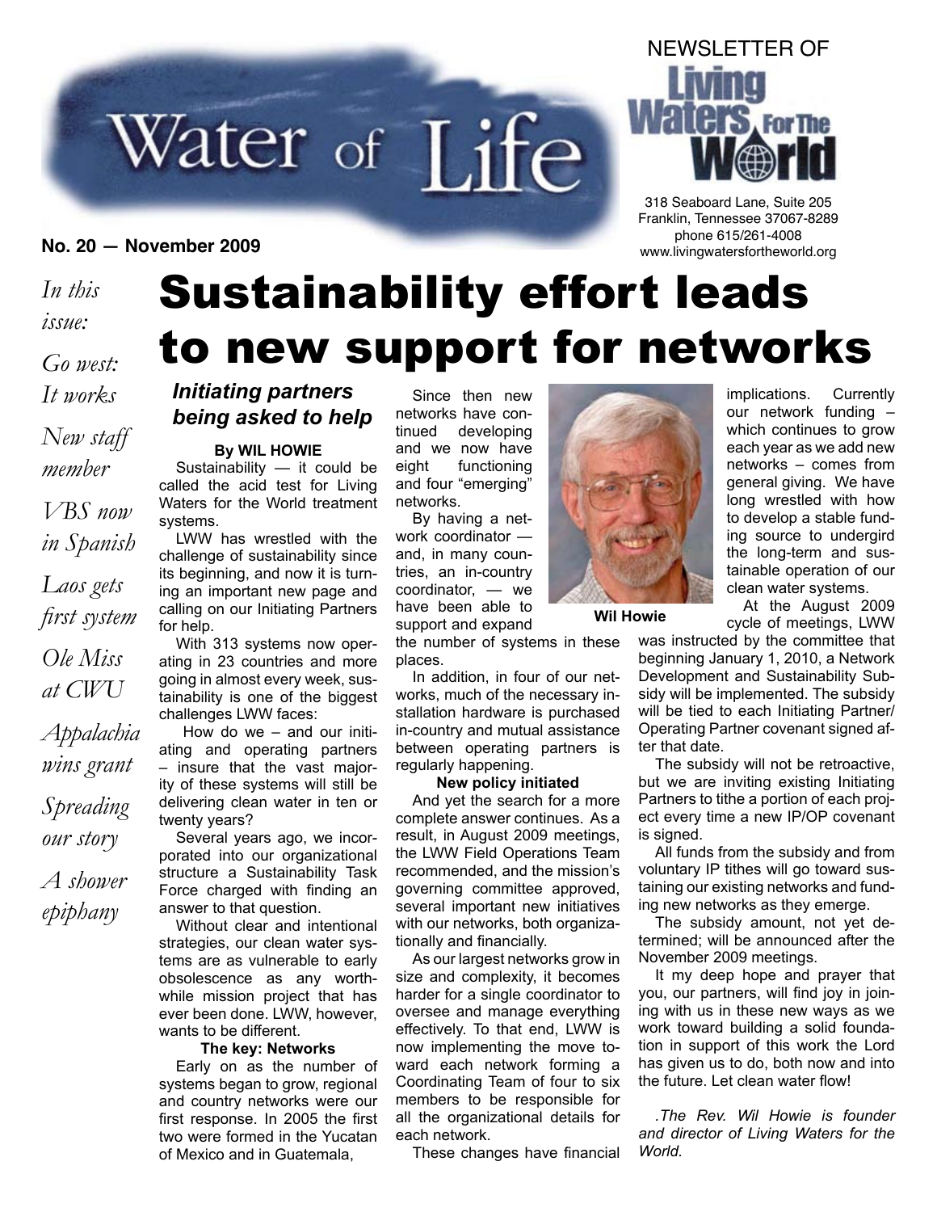# Water of Life

NEWSLETTER OF Living Waters For The World

318 Seaboard Lane, Suite 205
Franklin, Tennessee 37067-8289
phone 615/261-4008
www.livingwatersfortheworld.org

**No. 20 — November 2009**

*In this issue:*

*Go west: It works*

*New staff member*

*VBS now in Spanish*

*Laos gets first system*

*Ole Miss at CWU*

*Appalachia wins grant*

*Spreading our story*

*A shower epiphany*

# Sustainability effort leads to new support for networks

## *Initiating partners being asked to help*

**By WIL HOWIE**

Sustainability — it could be called the acid test for Living Waters for the World treatment systems.

LWW has wrestled with the challenge of sustainability since its beginning, and now it is turning an important new page and calling on our Initiating Partners for help.

With 313 systems now operating in 23 countries and more going in almost every week, sustainability is one of the biggest challenges LWW faces:

How do we – and our initiating and operating partners – insure that the vast majority of these systems will still be delivering clean water in ten or twenty years?

Several years ago, we incorporated into our organizational structure a Sustainability Task Force charged with finding an answer to that question.

Without clear and intentional strategies, our clean water systems are as vulnerable to early obsolescence as any worthwhile mission project that has ever been done. LWW, however, wants to be different.

**The key: Networks**

Early on as the number of systems began to grow, regional and country networks were our first response. In 2005 the first two were formed in the Yucatan of Mexico and in Guatemala,

Since then new networks have continued developing and we now have eight functioning and four "emerging" networks.

By having a network coordinator — and, in many countries, an in-country coordinator, — we have been able to support and expand the number of systems in these places.

In addition, in four of our networks, much of the necessary installation hardware is purchased in-country and mutual assistance between operating partners is regularly happening.

**New policy initiated**

And yet the search for a more complete answer continues. As a result, in August 2009 meetings, the LWW Field Operations Team recommended, and the mission's governing committee approved, several important new initiatives with our networks, both organizationally and financially.

As our largest networks grow in size and complexity, it becomes harder for a single coordinator to oversee and manage everything effectively. To that end, LWW is now implementing the move toward each network forming a Coordinating Team of four to six members to be responsible for all the organizational details for each network.

These changes have financial implications. Currently our network funding – which continues to grow each year as we add new networks – comes from general giving. We have long wrestled with how to develop a stable funding source to undergird the long-term and sustainable operation of our clean water systems.

**Wil Howie**

At the August 2009 cycle of meetings, LWW was instructed by the committee that beginning January 1, 2010, a Network Development and Sustainability Subsidy will be implemented. The subsidy will be tied to each Initiating Partner/Operating Partner covenant signed after that date.

The subsidy will not be retroactive, but we are inviting existing Initiating Partners to tithe a portion of each project every time a new IP/OP covenant is signed.

All funds from the subsidy and from voluntary IP tithes will go toward sustaining our existing networks and funding new networks as they emerge.

The subsidy amount, not yet determined; will be announced after the November 2009 meetings.

It my deep hope and prayer that you, our partners, will find joy in joining with us in these new ways as we work toward building a solid foundation in support of this work the Lord has given us to do, both now and into the future. Let clean water flow!

*.The Rev. Wil Howie is founder and director of Living Waters for the World.*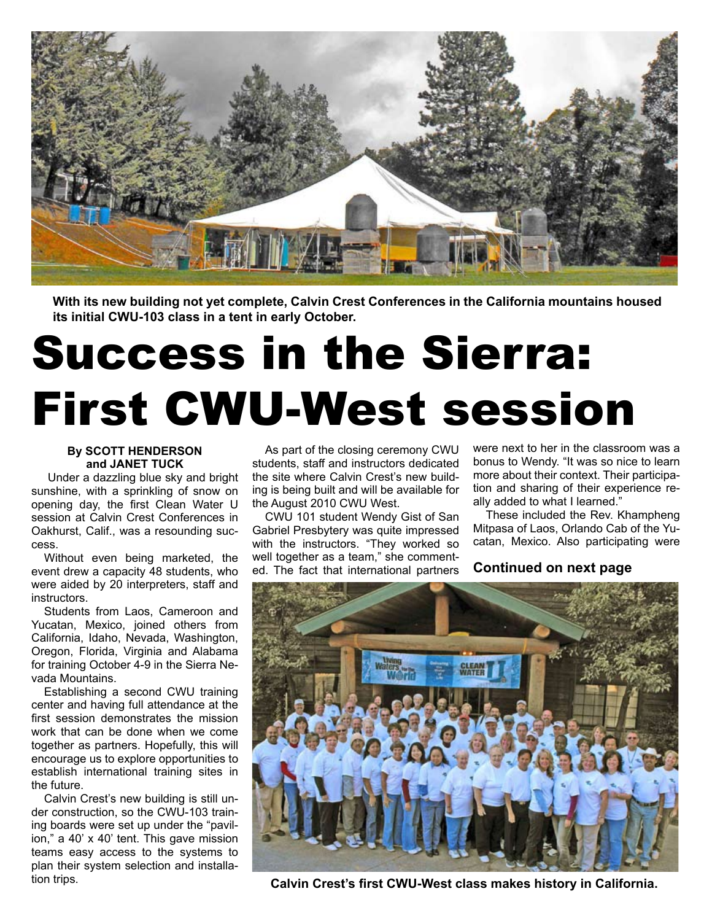With its new building not yet complete, Calvin Crest Conferences in the California mountains housed its initial CWU-103 class in a tent in early October.

# Success in the Sierra: First CWU-West session

**By SCOTT HENDERSON and JANET TUCK**

Under a dazzling blue sky and bright sunshine, with a sprinkling of snow on opening day, the first Clean Water U session at Calvin Crest Conferences in Oakhurst, Calif., was a resounding success.

Without even being marketed, the event drew a capacity 48 students, who were aided by 20 interpreters, staff and instructors.

Students from Laos, Cameroon and Yucatan, Mexico, joined others from California, Idaho, Nevada, Washington, Oregon, Florida, Virginia and Alabama for training October 4-9 in the Sierra Nevada Mountains.

Establishing a second CWU training center and having full attendance at the first session demonstrates the mission work that can be done when we come together as partners. Hopefully, this will encourage us to explore opportunities to establish international training sites in the future.

Calvin Crest's new building is still under construction, so the CWU-103 training boards were set up under the "pavilion," a 40' x 40' tent. This gave mission teams easy access to the systems to plan their system selection and installation trips.

As part of the closing ceremony CWU students, staff and instructors dedicated the site where Calvin Crest's new building is being built and will be available for the August 2010 CWU West.

CWU 101 student Wendy Gist of San Gabriel Presbytery was quite impressed with the instructors. "They worked so well together as a team," she commented. The fact that international partners were next to her in the classroom was a bonus to Wendy. "It was so nice to learn more about their context. Their participation and sharing of their experience really added to what I learned."

These included the Rev. Khampheng Mitpasa of Laos, Orlando Cab of the Yucatan, Mexico. Also participating were

**Continued on next page**

Calvin Crest's first CWU-West class makes history in California.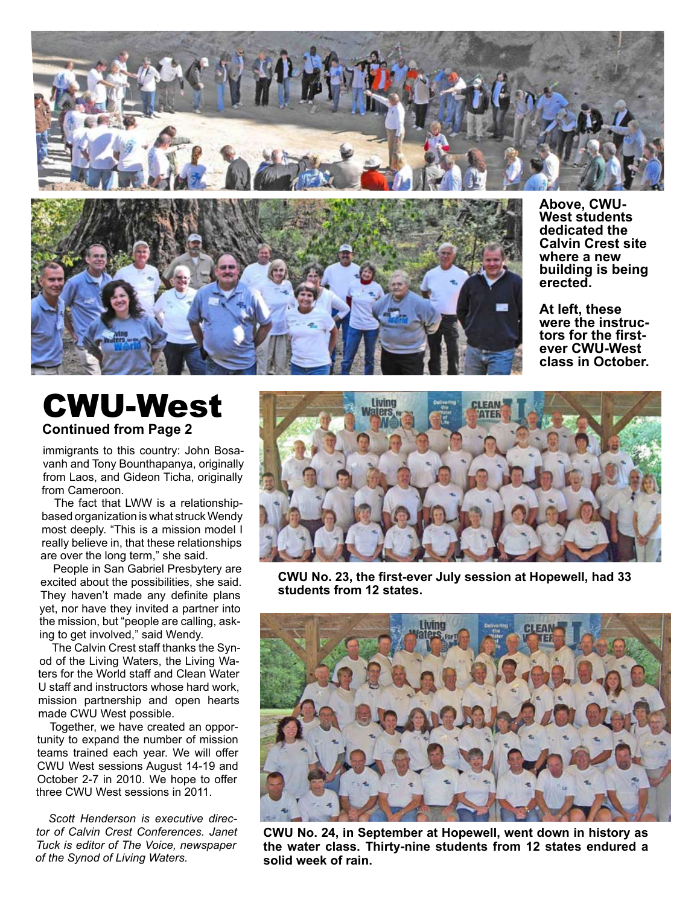Above, CWU-West students dedicated the Calvin Crest site where a new building is being erected.

At left, these were the instructors for the first-ever CWU-West class in October.

# CWU-West

**Continued from Page 2**

immigrants to this country: John Bosavanh and Tony Bounthapanya, originally from Laos, and Gideon Ticha, originally from Cameroon.

The fact that LWW is a relationship-based organization is what struck Wendy most deeply. "This is a mission model I really believe in, that these relationships are over the long term," she said.

People in San Gabriel Presbytery are excited about the possibilities, she said. They haven't made any definite plans yet, nor have they invited a partner into the mission, but "people are calling, asking to get involved," said Wendy.

The Calvin Crest staff thanks the Synod of the Living Waters, the Living Waters for the World staff and Clean Water U staff and instructors whose hard work, mission partnership and open hearts made CWU West possible.

Together, we have created an opportunity to expand the number of mission teams trained each year. We will offer CWU West sessions August 14-19 and October 2-7 in 2010. We hope to offer three CWU West sessions in 2011.

*Scott Henderson is executive director of Calvin Crest Conferences. Janet Tuck is editor of The Voice, newspaper of the Synod of Living Waters.*

**CWU No. 23, the first-ever July session at Hopewell, had 33 students from 12 states.**

**CWU No. 24, in September at Hopewell, went down in history as the water class. Thirty-nine students from 12 states endured a solid week of rain.**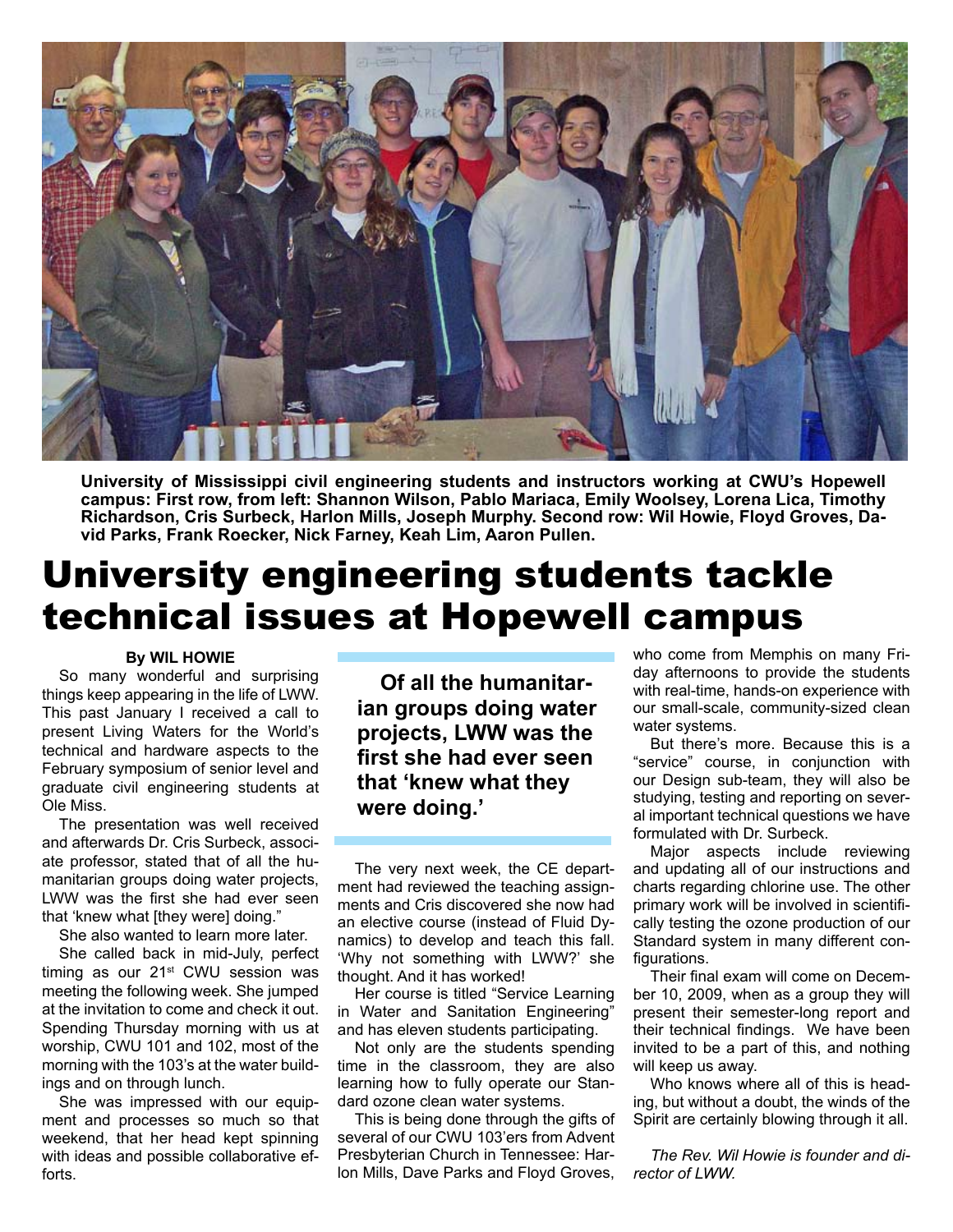University of Mississippi civil engineering students and instructors working at CWU's Hopewell campus: First row, from left: Shannon Wilson, Pablo Mariaca, Emily Woolsey, Lorena Lica, Timothy Richardson, Cris Surbeck, Harlon Mills, Joseph Murphy. Second row: Wil Howie, Floyd Groves, David Parks, Frank Roecker, Nick Farney, Keah Lim, Aaron Pullen.

# University engineering students tackle technical issues at Hopewell campus

**By WIL HOWIE**

So many wonderful and surprising things keep appearing in the life of LWW. This past January I received a call to present Living Waters for the World's technical and hardware aspects to the February symposium of senior level and graduate civil engineering students at Ole Miss.

The presentation was well received and afterwards Dr. Cris Surbeck, associate professor, stated that of all the humanitarian groups doing water projects, LWW was the first she had ever seen that 'knew what [they were] doing."

She also wanted to learn more later.

She called back in mid-July, perfect timing as our 21st CWU session was meeting the following week. She jumped at the invitation to come and check it out. Spending Thursday morning with us at worship, CWU 101 and 102, most of the morning with the 103's at the water buildings and on through lunch.

She was impressed with our equipment and processes so much so that weekend, that her head kept spinning with ideas and possible collaborative efforts.

**Of all the humanitarian groups doing water projects, LWW was the first she had ever seen that 'knew what they were doing.'**

The very next week, the CE department had reviewed the teaching assignments and Cris discovered she now had an elective course (instead of Fluid Dynamics) to develop and teach this fall. 'Why not something with LWW?' she thought. And it has worked!

Her course is titled "Service Learning in Water and Sanitation Engineering" and has eleven students participating.

Not only are the students spending time in the classroom, they are also learning how to fully operate our Standard ozone clean water systems.

This is being done through the gifts of several of our CWU 103'ers from Advent Presbyterian Church in Tennessee: Harlon Mills, Dave Parks and Floyd Groves, who come from Memphis on many Friday afternoons to provide the students with real-time, hands-on experience with our small-scale, community-sized clean water systems.

But there's more. Because this is a "service" course, in conjunction with our Design sub-team, they will also be studying, testing and reporting on several important technical questions we have formulated with Dr. Surbeck.

Major aspects include reviewing and updating all of our instructions and charts regarding chlorine use. The other primary work will be involved in scientifically testing the ozone production of our Standard system in many different configurations.

Their final exam will come on December 10, 2009, when as a group they will present their semester-long report and their technical findings. We have been invited to be a part of this, and nothing will keep us away.

Who knows where all of this is heading, but without a doubt, the winds of the Spirit are certainly blowing through it all.

*The Rev. Wil Howie is founder and director of LWW.*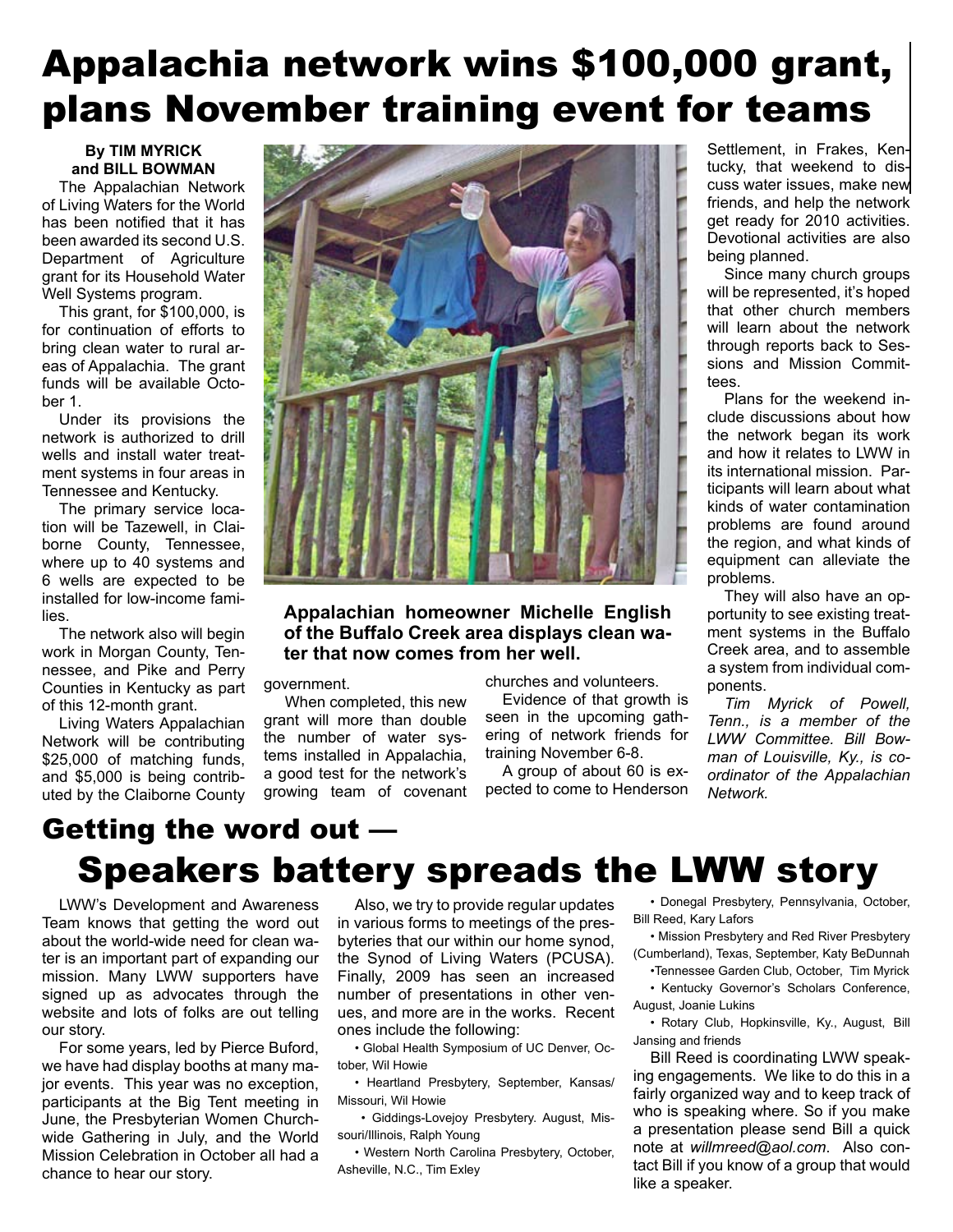# Appalachia network wins $100,000 grant, plans November training event for teams

**By TIM MYRICK and BILL BOWMAN**

The Appalachian Network of Living Waters for the World has been notified that it has been awarded its second U.S. Department of Agriculture grant for its Household Water Well Systems program.

This grant, for $100,000, is for continuation of efforts to bring clean water to rural areas of Appalachia. The grant funds will be available October 1.

Under its provisions the network is authorized to drill wells and install water treatment systems in four areas in Tennessee and Kentucky.

The primary service location will be Tazewell, in Claiborne County, Tennessee, where up to 40 systems and 6 wells are expected to be installed for low-income families.

The network also will begin work in Morgan County, Tennessee, and Pike and Perry Counties in Kentucky as part of this 12-month grant.

Living Waters Appalachian Network will be contributing $25,000 of matching funds, and $5,000 is being contributed by the Claiborne County government.

When completed, this new grant will more than double the number of water systems installed in Appalachia, a good test for the network's growing team of covenant churches and volunteers.

Evidence of that growth is seen in the upcoming gathering of network friends for training November 6-8.

A group of about 60 is expected to come to Henderson Settlement, in Frakes, Kentucky, that weekend to discuss water issues, make new friends, and help the network get ready for 2010 activities. Devotional activities are also being planned.

Since many church groups will be represented, it's hoped that other church members will learn about the network through reports back to Sessions and Mission Committees.

Plans for the weekend include discussions about how the network began its work and how it relates to LWW in its international mission. Participants will learn about what kinds of water contamination problems are found around the region, and what kinds of equipment can alleviate the problems.

They will also have an opportunity to see existing treatment systems in the Buffalo Creek area, and to assemble a system from individual components.

*Tim Myrick of Powell, Tenn., is a member of the LWW Committee. Bill Bowman of Louisville, Ky., is coordinator of the Appalachian Network.*

**Appalachian homeowner Michelle English of the Buffalo Creek area displays clean water that now comes from her well.**

## Getting the word out —

# Speakers battery spreads the LWW story

LWW's Development and Awareness Team knows that getting the word out about the world-wide need for clean water is an important part of expanding our mission. Many LWW supporters have signed up as advocates through the website and lots of folks are out telling our story.

For some years, led by Pierce Buford, we have had display booths at many major events. This year was no exception, participants at the Big Tent meeting in June, the Presbyterian Women Churchwide Gathering in July, and the World Mission Celebration in October all had a chance to hear our story.

Also, we try to provide regular updates in various forms to meetings of the presbyteries that our within our home synod, the Synod of Living Waters (PCUSA). Finally, 2009 has seen an increased number of presentations in other venues, and more are in the works. Recent ones include the following:

- Global Health Symposium of UC Denver, October, Wil Howie
- Heartland Presbytery, September, Kansas/Missouri, Wil Howie
- Giddings-Lovejoy Presbytery. August, Missouri/Illinois, Ralph Young
- Western North Carolina Presbytery, October, Asheville, N.C., Tim Exley
- Donegal Presbytery, Pennsylvania, October, Bill Reed, Kary Lafors
- Mission Presbytery and Red River Presbytery (Cumberland), Texas, September, Katy BeDunnah
- Tennessee Garden Club, October, Tim Myrick
- Kentucky Governor's Scholars Conference, August, Joanie Lukins
- Rotary Club, Hopkinsville, Ky., August, Bill Jansing and friends

Bill Reed is coordinating LWW speaking engagements. We like to do this in a fairly organized way and to keep track of who is speaking where. So if you make a presentation please send Bill a quick note at *willmreed@aol.com*. Also contact Bill if you know of a group that would like a speaker.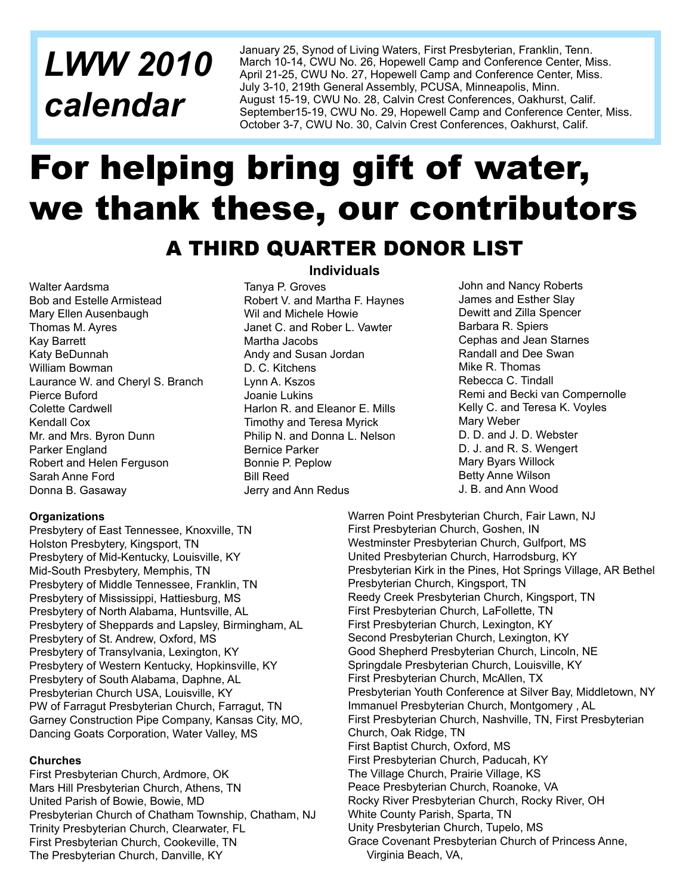## *LWW 2010 calendar*

January 25, Synod of Living Waters, First Presbyterian, Franklin, Tenn.
March 10-14, CWU No. 26, Hopewell Camp and Conference Center, Miss.
April 21-25, CWU No. 27, Hopewell Camp and Conference Center, Miss.
July 3-10, 219th General Assembly, PCUSA, Minneapolis, Minn.
August 15-19, CWU No. 28, Calvin Crest Conferences, Oakhurst, Calif.
September15-19, CWU No. 29, Hopewell Camp and Conference Center, Miss.
October 3-7, CWU No. 30, Calvin Crest Conferences, Oakhurst, Calif.

# For helping bring gift of water, we thank these, our contributors

## A THIRD QUARTER DONOR LIST

### Individuals

Walter Aardsma
Bob and Estelle Armistead
Mary Ellen Ausenbaugh
Thomas M. Ayres
Kay Barrett
Katy BeDunnah
William Bowman
Laurance W. and Cheryl S. Branch
Pierce Buford
Colette Cardwell
Kendall Cox
Mr. and Mrs. Byron Dunn
Parker England
Robert and Helen Ferguson
Sarah Anne Ford
Donna B. Gasaway
Tanya P. Groves
Robert V. and Martha F. Haynes
Wil and Michele Howie
Janet C. and Rober L. Vawter
Martha Jacobs
Andy and Susan Jordan
D. C. Kitchens
Lynn A. Kszos
Joanie Lukins
Harlon R. and Eleanor E. Mills
Timothy and Teresa Myrick
Philip N. and Donna L. Nelson
Bernice Parker
Bonnie P. Peplow
Bill Reed
Jerry and Ann Redus
John and Nancy Roberts
James and Esther Slay
Dewitt and Zilla Spencer
Barbara R. Spiers
Cephas and Jean Starnes
Randall and Dee Swan
Mike R. Thomas
Rebecca C. Tindall
Remi and Becki van Compernolle
Kelly C. and Teresa K. Voyles
Mary Weber
D. D. and J. D. Webster
D. J. and R. S. Wengert
Mary Byars Willock
Betty Anne Wilson
J. B. and Ann Wood

**Organizations**

Presbytery of East Tennessee, Knoxville, TN
Holston Presbytery, Kingsport, TN
Presbytery of Mid-Kentucky, Louisville, KY
Mid-South Presbytery, Memphis, TN
Presbytery of Middle Tennessee, Franklin, TN
Presbytery of Mississippi, Hattiesburg, MS
Presbytery of North Alabama, Huntsville, AL
Presbytery of Sheppards and Lapsley, Birmingham, AL
Presbytery of St. Andrew, Oxford, MS
Presbytery of Transylvania, Lexington, KY
Presbytery of Western Kentucky, Hopkinsville, KY
Presbytery of South Alabama, Daphne, AL
Presbyterian Church USA, Louisville, KY
PW of Farragut Presbyterian Church, Farragut, TN
Garney Construction Pipe Company, Kansas City, MO,
Dancing Goats Corporation, Water Valley, MS

**Churches**

First Presbyterian Church, Ardmore, OK
Mars Hill Presbyterian Church, Athens, TN
United Parish of Bowie, Bowie, MD
Presbyterian Church of Chatham Township, Chatham, NJ
Trinity Presbyterian Church, Clearwater, FL
First Presbyterian Church, Cookeville, TN
The Presbyterian Church, Danville, KY
Warren Point Presbyterian Church, Fair Lawn, NJ
First Presbyterian Church, Goshen, IN
Westminster Presbyterian Church, Gulfport, MS
United Presbyterian Church, Harrodsburg, KY
Presbyterian Kirk in the Pines, Hot Springs Village, AR Bethel Presbyterian Church, Kingsport, TN
Reedy Creek Presbyterian Church, Kingsport, TN
First Presbyterian Church, LaFollette, TN
First Presbyterian Church, Lexington, KY
Second Presbyterian Church, Lexington, KY
Good Shepherd Presbyterian Church, Lincoln, NE
Springdale Presbyterian Church, Louisville, KY
First Presbyterian Church, McAllen, TX
Presbyterian Youth Conference at Silver Bay, Middletown, NY
Immanuel Presbyterian Church, Montgomery , AL
First Presbyterian Church, Nashville, TN, First Presbyterian Church, Oak Ridge, TN
First Baptist Church, Oxford, MS
First Presbyterian Church, Paducah, KY
The Village Church, Prairie Village, KS
Peace Presbyterian Church, Roanoke, VA
Rocky River Presbyterian Church, Rocky River, OH
White County Parish, Sparta, TN
Unity Presbyterian Church, Tupelo, MS
Grace Covenant Presbyterian Church of Princess Anne, Virginia Beach, VA,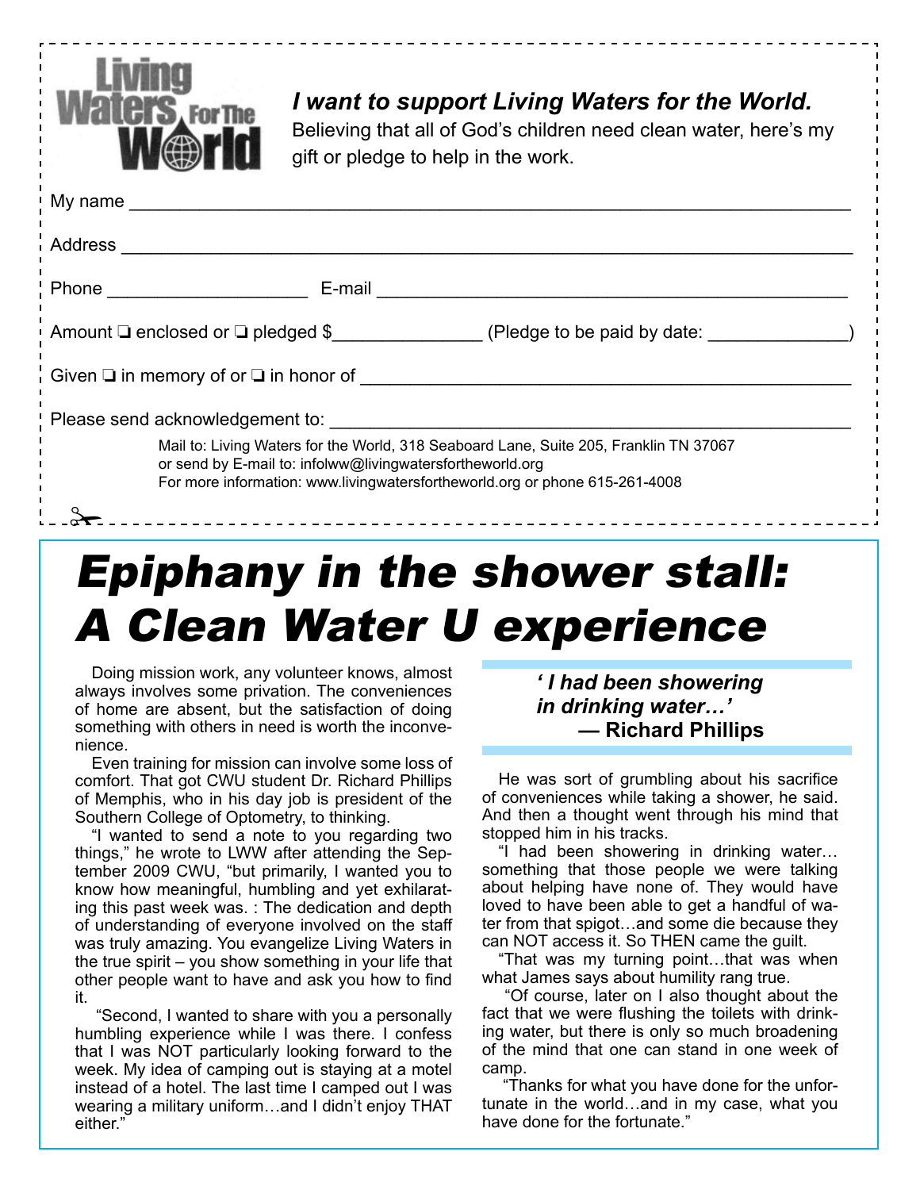Living Waters For The World

***I want to support Living Waters for the World.***
Believing that all of God's children need clean water, here's my gift or pledge to help in the work.

My name ____________________________________________

Address ____________________________________________

Phone ____________________ E-mail ____________________________________________

Amount ❑ enclosed or ❑ pledged $______________ (Pledge to be paid by date: _____________)

Given ❑ in memory of or ❑ in honor of ____________________________________________

Please send acknowledgement to: ____________________________________________

Mail to: Living Waters for the World, 318 Seaboard Lane, Suite 205, Franklin TN 37067
or send by E-mail to: infolww@livingwatersfortheworld.org
For more information: www.livingwatersfortheworld.org or phone 615-261-4008

# *Epiphany in the shower stall: A Clean Water U experience*

Doing mission work, any volunteer knows, almost always involves some privation. The conveniences of home are absent, but the satisfaction of doing something with others in need is worth the inconvenience.

Even training for mission can involve some loss of comfort. That got CWU student Dr. Richard Phillips of Memphis, who in his day job is president of the Southern College of Optometry, to thinking.

"I wanted to send a note to you regarding two things," he wrote to LWW after attending the September 2009 CWU, "but primarily, I wanted you to know how meaningful, humbling and yet exhilarating this past week was. : The dedication and depth of understanding of everyone involved on the staff was truly amazing. You evangelize Living Waters in the true spirit – you show something in your life that other people want to have and ask you how to find it.

"Second, I wanted to share with you a personally humbling experience while I was there. I confess that I was NOT particularly looking forward to the week. My idea of camping out is staying at a motel instead of a hotel. The last time I camped out I was wearing a military uniform…and I didn't enjoy THAT either."

> ***' I had been showering in drinking water…'***
> **— Richard Phillips**

He was sort of grumbling about his sacrifice of conveniences while taking a shower, he said. And then a thought went through his mind that stopped him in his tracks.

"I had been showering in drinking water…something that those people we were talking about helping have none of. They would have loved to have been able to get a handful of water from that spigot…and some die because they can NOT access it. So THEN came the guilt.

"That was my turning point…that was when what James says about humility rang true.

"Of course, later on I also thought about the fact that we were flushing the toilets with drinking water, but there is only so much broadening of the mind that one can stand in one week of camp.

"Thanks for what you have done for the unfortunate in the world…and in my case, what you have done for the fortunate."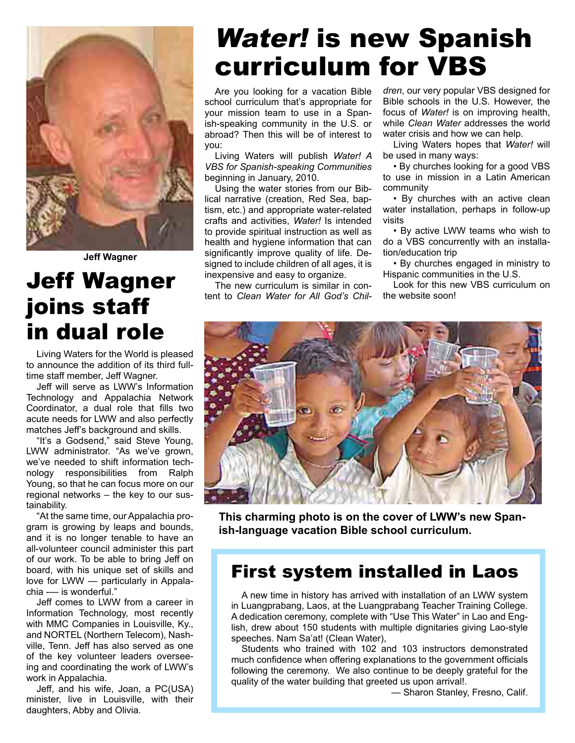Jeff Wagner

# Jeff Wagner joins staff in dual role

Living Waters for the World is pleased to announce the addition of its third full-time staff member, Jeff Wagner.

Jeff will serve as LWW's Information Technology and Appalachia Network Coordinator, a dual role that fills two acute needs for LWW and also perfectly matches Jeff's background and skills.

"It's a Godsend," said Steve Young, LWW administrator. "As we've grown, we've needed to shift information technology responsibilities from Ralph Young, so that he can focus more on our regional networks – the key to our sustainability.

"At the same time, our Appalachia program is growing by leaps and bounds, and it is no longer tenable to have an all-volunteer council administer this part of our work. To be able to bring Jeff on board, with his unique set of skills and love for LWW — particularly in Appalachia -— is wonderful."

Jeff comes to LWW from a career in Information Technology, most recently with MMC Companies in Louisville, Ky., and NORTEL (Northern Telecom), Nashville, Tenn. Jeff has also served as one of the key volunteer leaders overseeing and coordinating the work of LWW's work in Appalachia.

Jeff, and his wife, Joan, a PC(USA) minister, live in Louisville, with their daughters, Abby and Olivia.

# *Water!* is new Spanish curriculum for VBS

Are you looking for a vacation Bible school curriculum that's appropriate for your mission team to use in a Spanish-speaking community in the U.S. or abroad? Then this will be of interest to you:

Living Waters will publish *Water! A VBS for Spanish-speaking Communities* beginning in January, 2010.

Using the water stories from our Biblical narrative (creation, Red Sea, baptism, etc.) and appropriate water-related crafts and activities, *Water!* Is intended to provide spiritual instruction as well as health and hygiene information that can significantly improve quality of life. Designed to include children of all ages, it is inexpensive and easy to organize.

The new curriculum is similar in content to *Clean Water for All God's Children*, our very popular VBS designed for Bible schools in the U.S. However, the focus of *Water!* is on improving health, while *Clean Water* addresses the world water crisis and how we can help.

Living Waters hopes that *Water!* will be used in many ways:

- By churches looking for a good VBS to use in mission in a Latin American community
- By churches with an active clean water installation, perhaps in follow-up visits
- By active LWW teams who wish to do a VBS concurrently with an installation/education trip
- By churches engaged in ministry to Hispanic communities in the U.S.

Look for this new VBS curriculum on the website soon!

**This charming photo is on the cover of LWW's new Spanish-language vacation Bible school curriculum.**

## First system installed in Laos

A new time in history has arrived with installation of an LWW system in Luangprabang, Laos, at the Luangprabang Teacher Training College. A dedication ceremony, complete with "Use This Water" in Lao and English, drew about 150 students with multiple dignitaries giving Lao-style speeches. Nam Sa'at! (Clean Water),

Students who trained with 102 and 103 instructors demonstrated much confidence when offering explanations to the government officials following the ceremony. We also continue to be deeply grateful for the quality of the water building that greeted us upon arrival!.

— Sharon Stanley, Fresno, Calif.